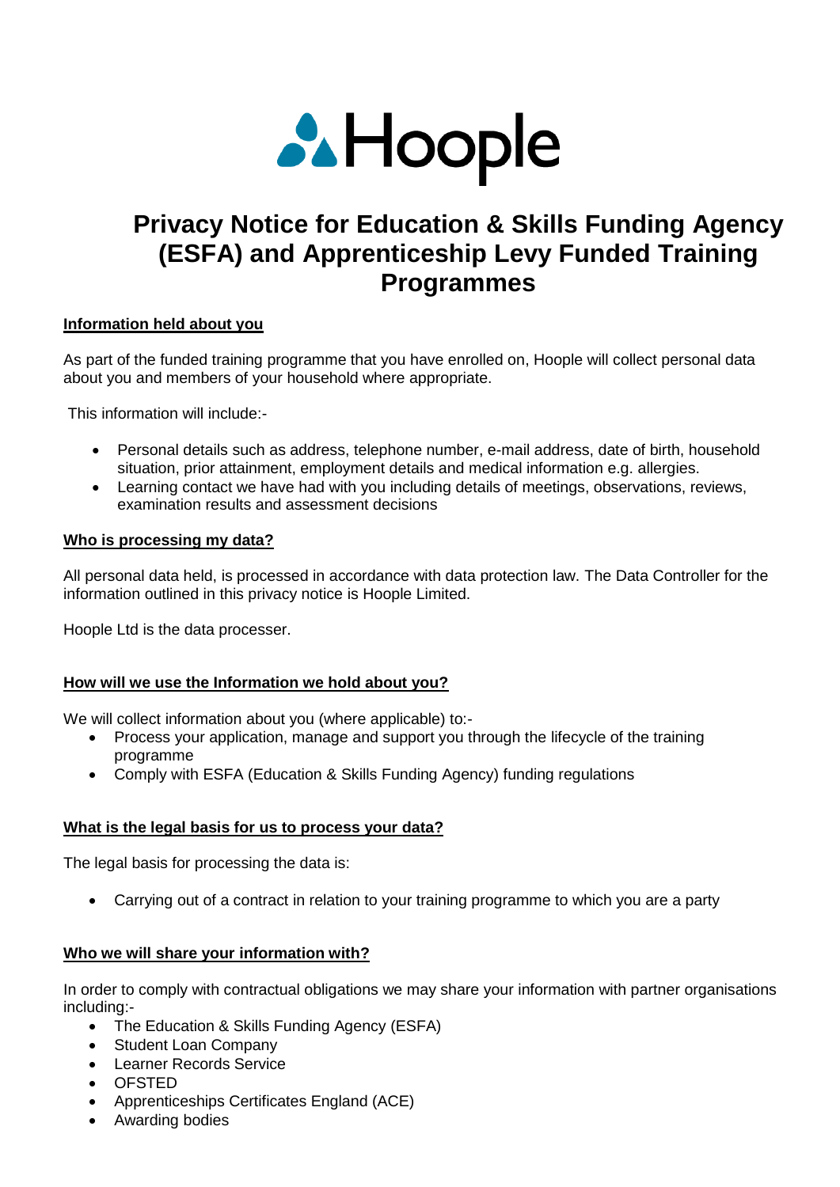Hoople

# Privacy Notice for Education & Skills Funding Agency (ESFA) and Apprenticeship Levy Funded Training Programmes

**Information held about you**

As part of the funded training programme that you have enrolled on, Hoople will collect personal data about you and members of your household where appropriate.

This information will include:-

- Personal details such as address, telephone number, e-mail address, date of birth, household situation, prior attainment, employment details and medical information e.g. allergies.
- Learning contact we have had with you including details of meetings, observations, reviews, examination results and assessment decisions

**Who is processing my data?**

All personal data held, is processed in accordance with data protection law. The Data Controller for the information outlined in this privacy notice is Hoople Limited.

Hoople Ltd is the data processer.

**How will we use the Information we hold about you?**

We will collect information about you (where applicable) to:-

- Process your application, manage and support you through the lifecycle of the training programme
- Comply with ESFA (Education & Skills Funding Agency) funding regulations

**What is the legal basis for us to process your data?**

The legal basis for processing the data is:

- Carrying out of a contract in relation to your training programme to which you are a party

**Who we will share your information with?**

In order to comply with contractual obligations we may share your information with partner organisations including:-

- The Education & Skills Funding Agency (ESFA)
- Student Loan Company
- Learner Records Service
- OFSTED
- Apprenticeships Certificates England (ACE)
- Awarding bodies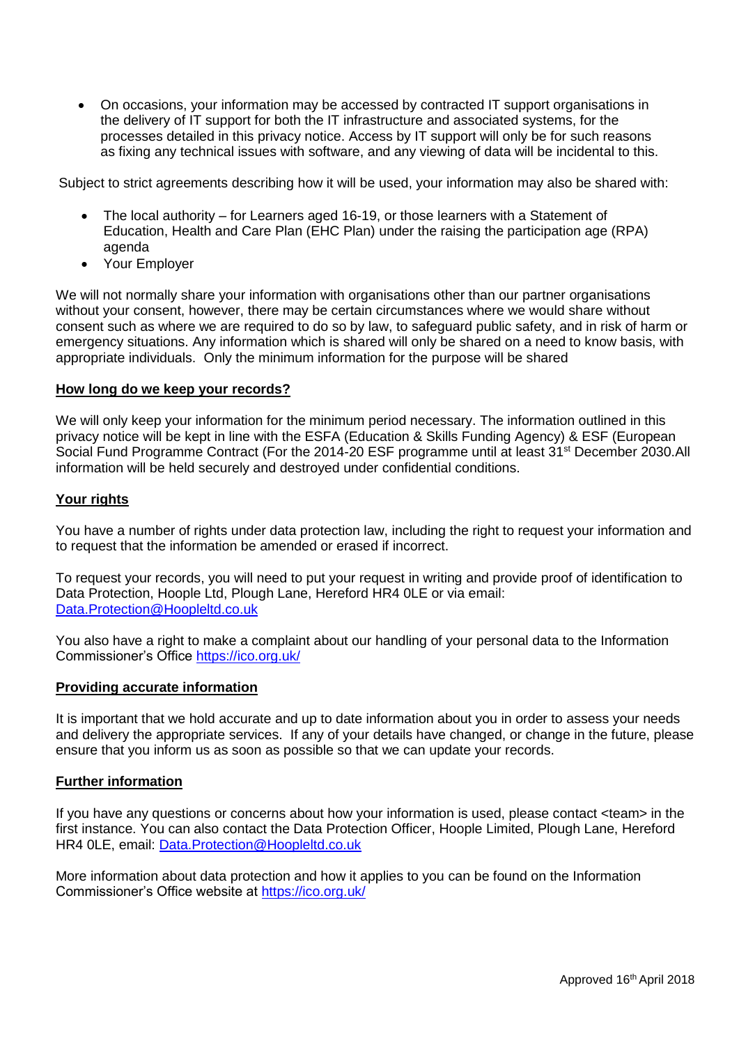- On occasions, your information may be accessed by contracted IT support organisations in the delivery of IT support for both the IT infrastructure and associated systems, for the processes detailed in this privacy notice. Access by IT support will only be for such reasons as fixing any technical issues with software, and any viewing of data will be incidental to this.

Subject to strict agreements describing how it will be used, your information may also be shared with:

- The local authority – for Learners aged 16-19, or those learners with a Statement of Education, Health and Care Plan (EHC Plan) under the raising the participation age (RPA) agenda
- Your Employer

We will not normally share your information with organisations other than our partner organisations without your consent, however, there may be certain circumstances where we would share without consent such as where we are required to do so by law, to safeguard public safety, and in risk of harm or emergency situations. Any information which is shared will only be shared on a need to know basis, with appropriate individuals. Only the minimum information for the purpose will be shared

**How long do we keep your records?**

We will only keep your information for the minimum period necessary. The information outlined in this privacy notice will be kept in line with the ESFA (Education & Skills Funding Agency) & ESF (European Social Fund Programme Contract (For the 2014-20 ESF programme until at least 31st December 2030.All information will be held securely and destroyed under confidential conditions.

**Your rights**

You have a number of rights under data protection law, including the right to request your information and to request that the information be amended or erased if incorrect.

To request your records, you will need to put your request in writing and provide proof of identification to Data Protection, Hoople Ltd, Plough Lane, Hereford HR4 0LE or via email: [Data.Protection@Hoopleltd.co.uk](mailto:Data.Protection@Hoopleltd.co.uk)

You also have a right to make a complaint about our handling of your personal data to the Information Commissioner's Office [https://ico.org.uk/](https://ico.org.uk/)

**Providing accurate information**

It is important that we hold accurate and up to date information about you in order to assess your needs and delivery the appropriate services. If any of your details have changed, or change in the future, please ensure that you inform us as soon as possible so that we can update your records.

**Further information**

If you have any questions or concerns about how your information is used, please contact <team> in the first instance. You can also contact the Data Protection Officer, Hoople Limited, Plough Lane, Hereford HR4 0LE, email: [Data.Protection@Hoopleltd.co.uk](mailto:Data.Protection@Hoopleltd.co.uk)

More information about data protection and how it applies to you can be found on the Information Commissioner's Office website at [https://ico.org.uk/](https://ico.org.uk/)

Approved 16th April 2018